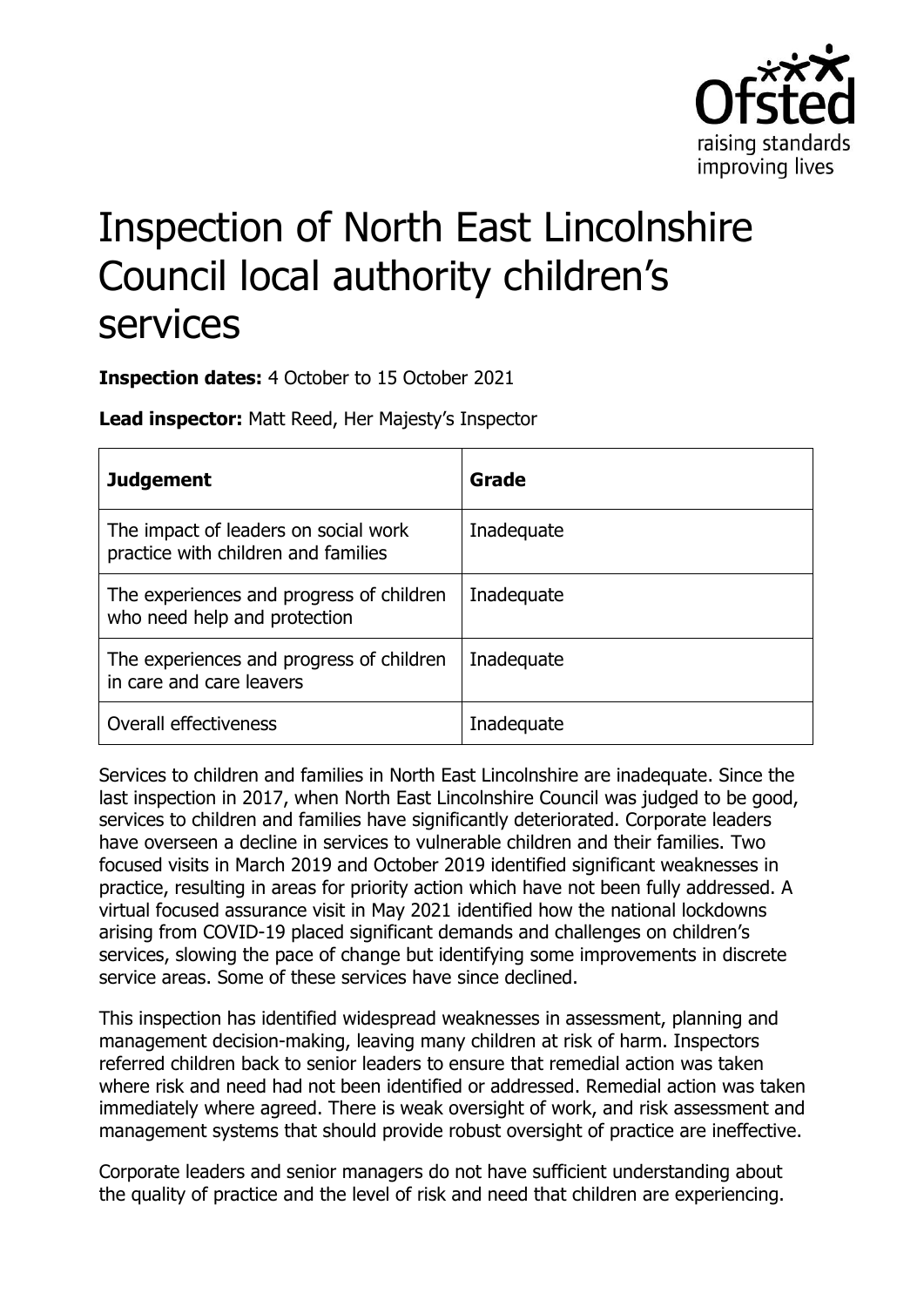# Inspection of North East Lincolnshire Council local authority children's services

**Inspection dates:** 4 October to 15 October 2021

**Lead inspector:** Matt Reed, Her Majesty's Inspector

| **Judgement** | **Grade** |
| --- | --- |
| The impact of leaders on social work practice with children and families | Inadequate |
| The experiences and progress of children who need help and protection | Inadequate |
| The experiences and progress of children in care and care leavers | Inadequate |
| Overall effectiveness | Inadequate |

Services to children and families in North East Lincolnshire are inadequate. Since the last inspection in 2017, when North East Lincolnshire Council was judged to be good, services to children and families have significantly deteriorated. Corporate leaders have overseen a decline in services to vulnerable children and their families. Two focused visits in March 2019 and October 2019 identified significant weaknesses in practice, resulting in areas for priority action which have not been fully addressed. A virtual focused assurance visit in May 2021 identified how the national lockdowns arising from COVID-19 placed significant demands and challenges on children's services, slowing the pace of change but identifying some improvements in discrete service areas. Some of these services have since declined.

This inspection has identified widespread weaknesses in assessment, planning and management decision-making, leaving many children at risk of harm. Inspectors referred children back to senior leaders to ensure that remedial action was taken where risk and need had not been identified or addressed. Remedial action was taken immediately where agreed. There is weak oversight of work, and risk assessment and management systems that should provide robust oversight of practice are ineffective.

Corporate leaders and senior managers do not have sufficient understanding about the quality of practice and the level of risk and need that children are experiencing.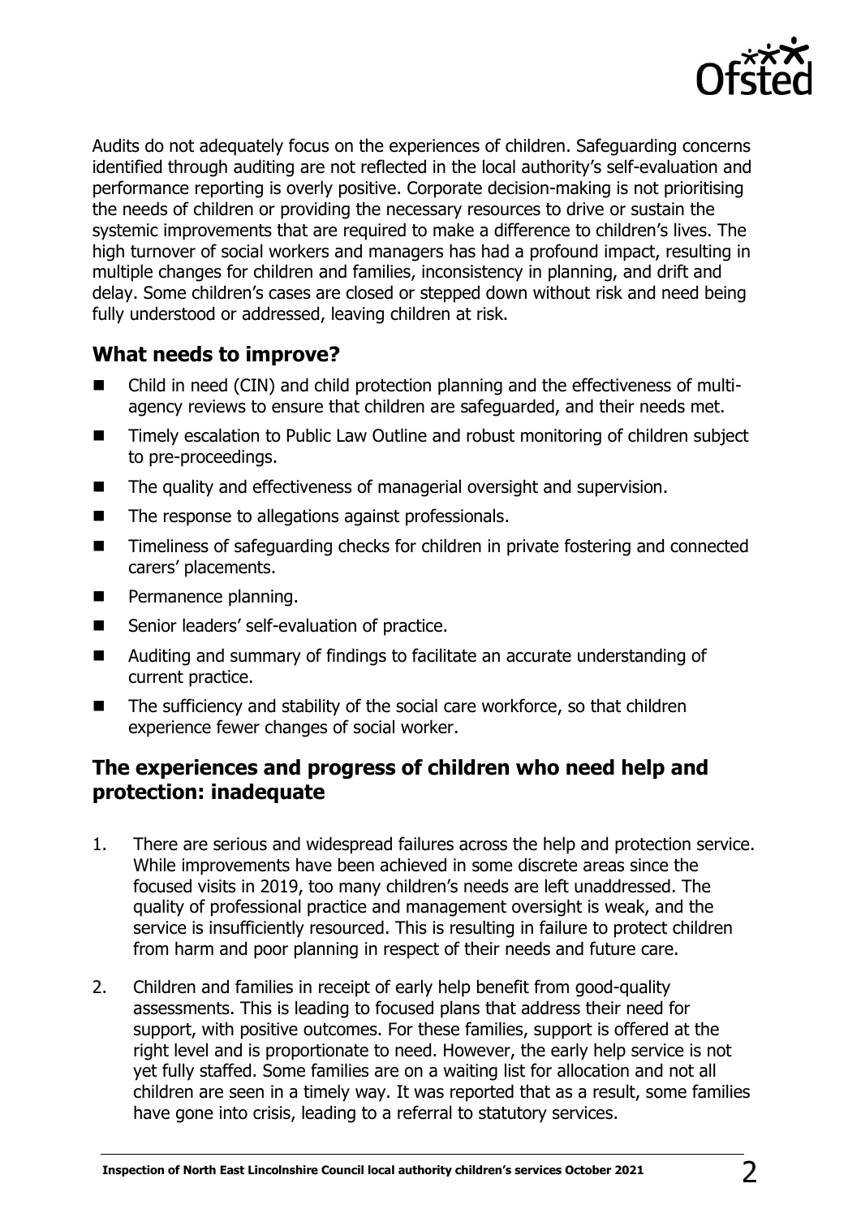Audits do not adequately focus on the experiences of children. Safeguarding concerns identified through auditing are not reflected in the local authority's self-evaluation and performance reporting is overly positive. Corporate decision-making is not prioritising the needs of children or providing the necessary resources to drive or sustain the systemic improvements that are required to make a difference to children's lives. The high turnover of social workers and managers has had a profound impact, resulting in multiple changes for children and families, inconsistency in planning, and drift and delay. Some children's cases are closed or stepped down without risk and need being fully understood or addressed, leaving children at risk.

## What needs to improve?

- Child in need (CIN) and child protection planning and the effectiveness of multi-agency reviews to ensure that children are safeguarded, and their needs met.
- Timely escalation to Public Law Outline and robust monitoring of children subject to pre-proceedings.
- The quality and effectiveness of managerial oversight and supervision.
- The response to allegations against professionals.
- Timeliness of safeguarding checks for children in private fostering and connected carers' placements.
- Permanence planning.
- Senior leaders' self-evaluation of practice.
- Auditing and summary of findings to facilitate an accurate understanding of current practice.
- The sufficiency and stability of the social care workforce, so that children experience fewer changes of social worker.

## The experiences and progress of children who need help and protection: inadequate

1. There are serious and widespread failures across the help and protection service. While improvements have been achieved in some discrete areas since the focused visits in 2019, too many children's needs are left unaddressed. The quality of professional practice and management oversight is weak, and the service is insufficiently resourced. This is resulting in failure to protect children from harm and poor planning in respect of their needs and future care.
2. Children and families in receipt of early help benefit from good-quality assessments. This is leading to focused plans that address their need for support, with positive outcomes. For these families, support is offered at the right level and is proportionate to need. However, the early help service is not yet fully staffed. Some families are on a waiting list for allocation and not all children are seen in a timely way. It was reported that as a result, some families have gone into crisis, leading to a referral to statutory services.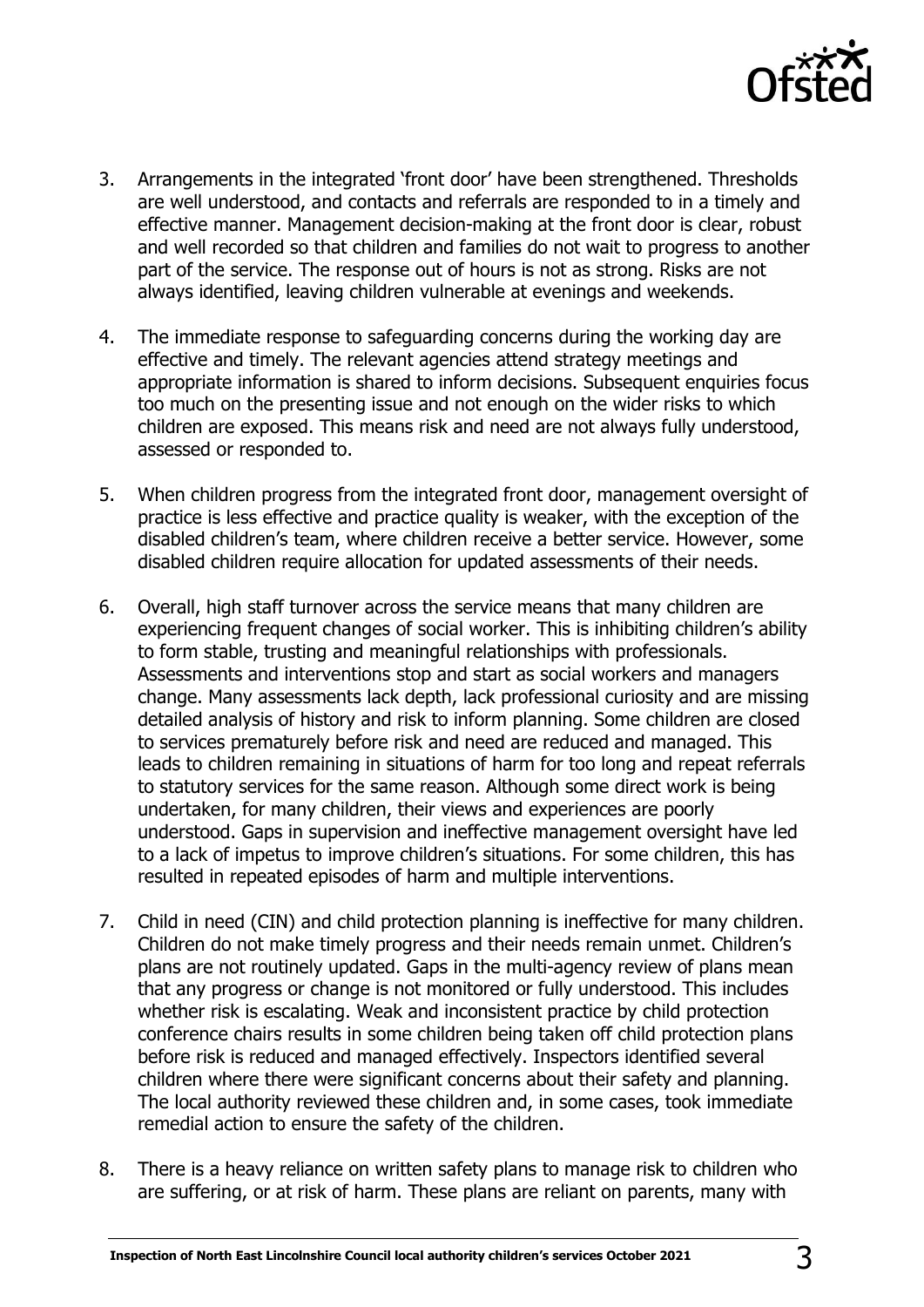3. Arrangements in the integrated 'front door' have been strengthened. Thresholds are well understood, and contacts and referrals are responded to in a timely and effective manner. Management decision-making at the front door is clear, robust and well recorded so that children and families do not wait to progress to another part of the service. The response out of hours is not as strong. Risks are not always identified, leaving children vulnerable at evenings and weekends.

4. The immediate response to safeguarding concerns during the working day are effective and timely. The relevant agencies attend strategy meetings and appropriate information is shared to inform decisions. Subsequent enquiries focus too much on the presenting issue and not enough on the wider risks to which children are exposed. This means risk and need are not always fully understood, assessed or responded to.

5. When children progress from the integrated front door, management oversight of practice is less effective and practice quality is weaker, with the exception of the disabled children's team, where children receive a better service. However, some disabled children require allocation for updated assessments of their needs.

6. Overall, high staff turnover across the service means that many children are experiencing frequent changes of social worker. This is inhibiting children's ability to form stable, trusting and meaningful relationships with professionals. Assessments and interventions stop and start as social workers and managers change. Many assessments lack depth, lack professional curiosity and are missing detailed analysis of history and risk to inform planning. Some children are closed to services prematurely before risk and need are reduced and managed. This leads to children remaining in situations of harm for too long and repeat referrals to statutory services for the same reason. Although some direct work is being undertaken, for many children, their views and experiences are poorly understood. Gaps in supervision and ineffective management oversight have led to a lack of impetus to improve children's situations. For some children, this has resulted in repeated episodes of harm and multiple interventions.

7. Child in need (CIN) and child protection planning is ineffective for many children. Children do not make timely progress and their needs remain unmet. Children's plans are not routinely updated. Gaps in the multi-agency review of plans mean that any progress or change is not monitored or fully understood. This includes whether risk is escalating. Weak and inconsistent practice by child protection conference chairs results in some children being taken off child protection plans before risk is reduced and managed effectively. Inspectors identified several children where there were significant concerns about their safety and planning. The local authority reviewed these children and, in some cases, took immediate remedial action to ensure the safety of the children.

8. There is a heavy reliance on written safety plans to manage risk to children who are suffering, or at risk of harm. These plans are reliant on parents, many with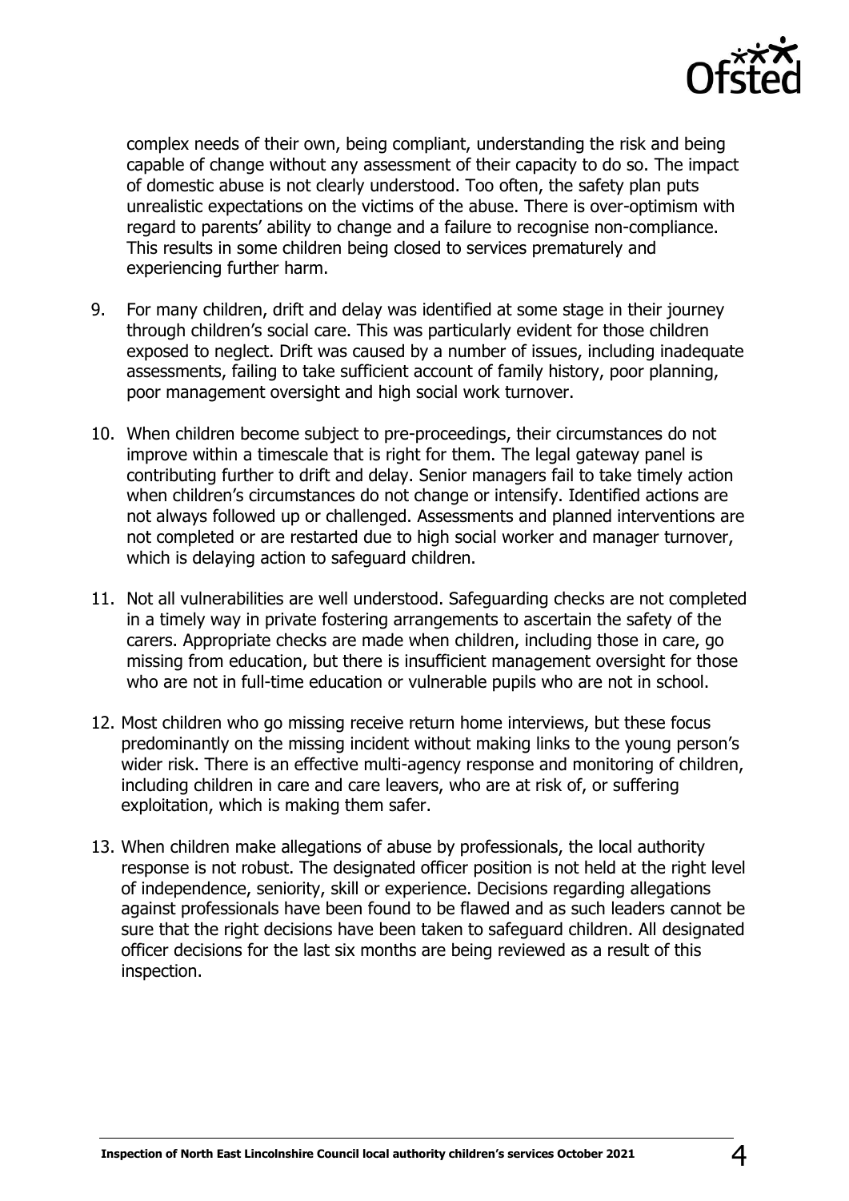complex needs of their own, being compliant, understanding the risk and being capable of change without any assessment of their capacity to do so. The impact of domestic abuse is not clearly understood. Too often, the safety plan puts unrealistic expectations on the victims of the abuse. There is over-optimism with regard to parents' ability to change and a failure to recognise non-compliance. This results in some children being closed to services prematurely and experiencing further harm.

9. For many children, drift and delay was identified at some stage in their journey through children's social care. This was particularly evident for those children exposed to neglect. Drift was caused by a number of issues, including inadequate assessments, failing to take sufficient account of family history, poor planning, poor management oversight and high social work turnover.

10. When children become subject to pre-proceedings, their circumstances do not improve within a timescale that is right for them. The legal gateway panel is contributing further to drift and delay. Senior managers fail to take timely action when children's circumstances do not change or intensify. Identified actions are not always followed up or challenged. Assessments and planned interventions are not completed or are restarted due to high social worker and manager turnover, which is delaying action to safeguard children.

11. Not all vulnerabilities are well understood. Safeguarding checks are not completed in a timely way in private fostering arrangements to ascertain the safety of the carers. Appropriate checks are made when children, including those in care, go missing from education, but there is insufficient management oversight for those who are not in full-time education or vulnerable pupils who are not in school.

12. Most children who go missing receive return home interviews, but these focus predominantly on the missing incident without making links to the young person's wider risk. There is an effective multi-agency response and monitoring of children, including children in care and care leavers, who are at risk of, or suffering exploitation, which is making them safer.

13. When children make allegations of abuse by professionals, the local authority response is not robust. The designated officer position is not held at the right level of independence, seniority, skill or experience. Decisions regarding allegations against professionals have been found to be flawed and as such leaders cannot be sure that the right decisions have been taken to safeguard children. All designated officer decisions for the last six months are being reviewed as a result of this inspection.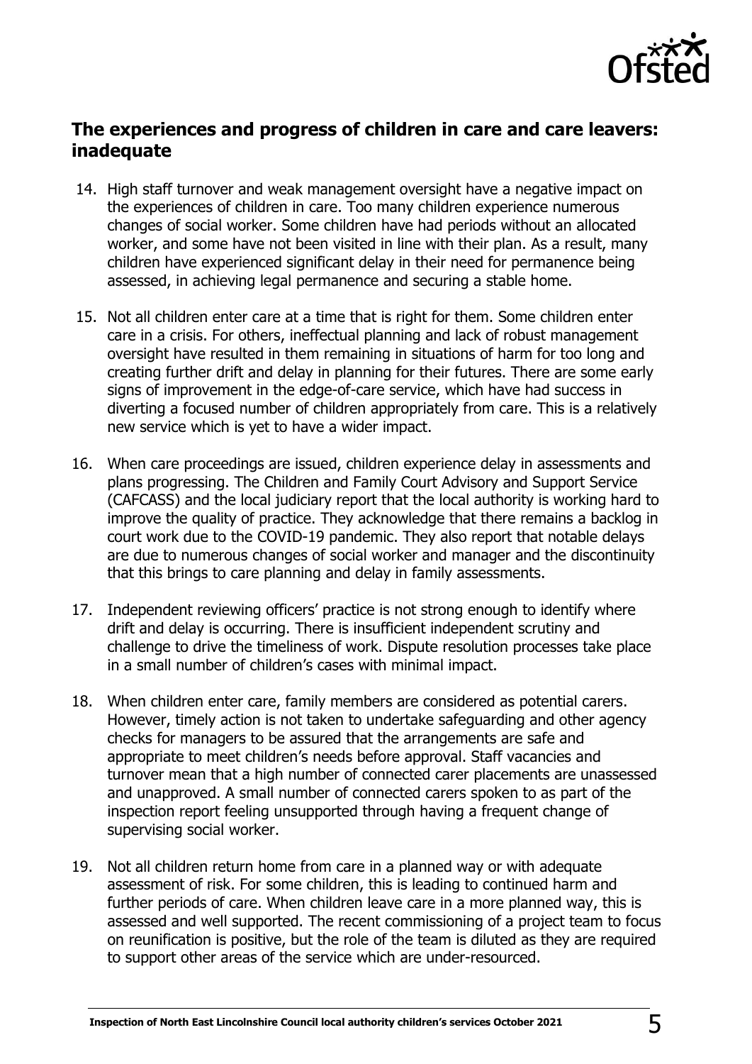## The experiences and progress of children in care and care leavers: inadequate

14. High staff turnover and weak management oversight have a negative impact on the experiences of children in care. Too many children experience numerous changes of social worker. Some children have had periods without an allocated worker, and some have not been visited in line with their plan. As a result, many children have experienced significant delay in their need for permanence being assessed, in achieving legal permanence and securing a stable home.

15. Not all children enter care at a time that is right for them. Some children enter care in a crisis. For others, ineffectual planning and lack of robust management oversight have resulted in them remaining in situations of harm for too long and creating further drift and delay in planning for their futures. There are some early signs of improvement in the edge-of-care service, which have had success in diverting a focused number of children appropriately from care. This is a relatively new service which is yet to have a wider impact.

16. When care proceedings are issued, children experience delay in assessments and plans progressing. The Children and Family Court Advisory and Support Service (CAFCASS) and the local judiciary report that the local authority is working hard to improve the quality of practice. They acknowledge that there remains a backlog in court work due to the COVID-19 pandemic. They also report that notable delays are due to numerous changes of social worker and manager and the discontinuity that this brings to care planning and delay in family assessments.

17. Independent reviewing officers' practice is not strong enough to identify where drift and delay is occurring. There is insufficient independent scrutiny and challenge to drive the timeliness of work. Dispute resolution processes take place in a small number of children's cases with minimal impact.

18. When children enter care, family members are considered as potential carers. However, timely action is not taken to undertake safeguarding and other agency checks for managers to be assured that the arrangements are safe and appropriate to meet children's needs before approval. Staff vacancies and turnover mean that a high number of connected carer placements are unassessed and unapproved. A small number of connected carers spoken to as part of the inspection report feeling unsupported through having a frequent change of supervising social worker.

19. Not all children return home from care in a planned way or with adequate assessment of risk. For some children, this is leading to continued harm and further periods of care. When children leave care in a more planned way, this is assessed and well supported. The recent commissioning of a project team to focus on reunification is positive, but the role of the team is diluted as they are required to support other areas of the service which are under-resourced.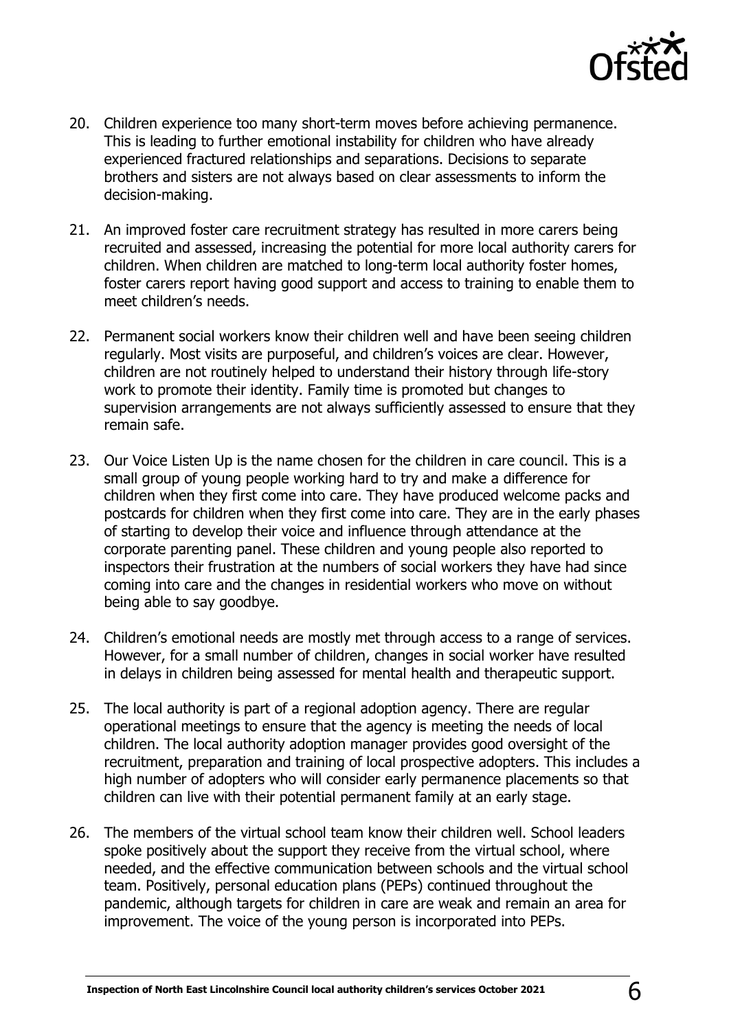20. Children experience too many short-term moves before achieving permanence. This is leading to further emotional instability for children who have already experienced fractured relationships and separations. Decisions to separate brothers and sisters are not always based on clear assessments to inform the decision-making.

21. An improved foster care recruitment strategy has resulted in more carers being recruited and assessed, increasing the potential for more local authority carers for children. When children are matched to long-term local authority foster homes, foster carers report having good support and access to training to enable them to meet children's needs.

22. Permanent social workers know their children well and have been seeing children regularly. Most visits are purposeful, and children's voices are clear. However, children are not routinely helped to understand their history through life-story work to promote their identity. Family time is promoted but changes to supervision arrangements are not always sufficiently assessed to ensure that they remain safe.

23. Our Voice Listen Up is the name chosen for the children in care council. This is a small group of young people working hard to try and make a difference for children when they first come into care. They have produced welcome packs and postcards for children when they first come into care. They are in the early phases of starting to develop their voice and influence through attendance at the corporate parenting panel. These children and young people also reported to inspectors their frustration at the numbers of social workers they have had since coming into care and the changes in residential workers who move on without being able to say goodbye.

24. Children's emotional needs are mostly met through access to a range of services. However, for a small number of children, changes in social worker have resulted in delays in children being assessed for mental health and therapeutic support.

25. The local authority is part of a regional adoption agency. There are regular operational meetings to ensure that the agency is meeting the needs of local children. The local authority adoption manager provides good oversight of the recruitment, preparation and training of local prospective adopters. This includes a high number of adopters who will consider early permanence placements so that children can live with their potential permanent family at an early stage.

26. The members of the virtual school team know their children well. School leaders spoke positively about the support they receive from the virtual school, where needed, and the effective communication between schools and the virtual school team. Positively, personal education plans (PEPs) continued throughout the pandemic, although targets for children in care are weak and remain an area for improvement. The voice of the young person is incorporated into PEPs.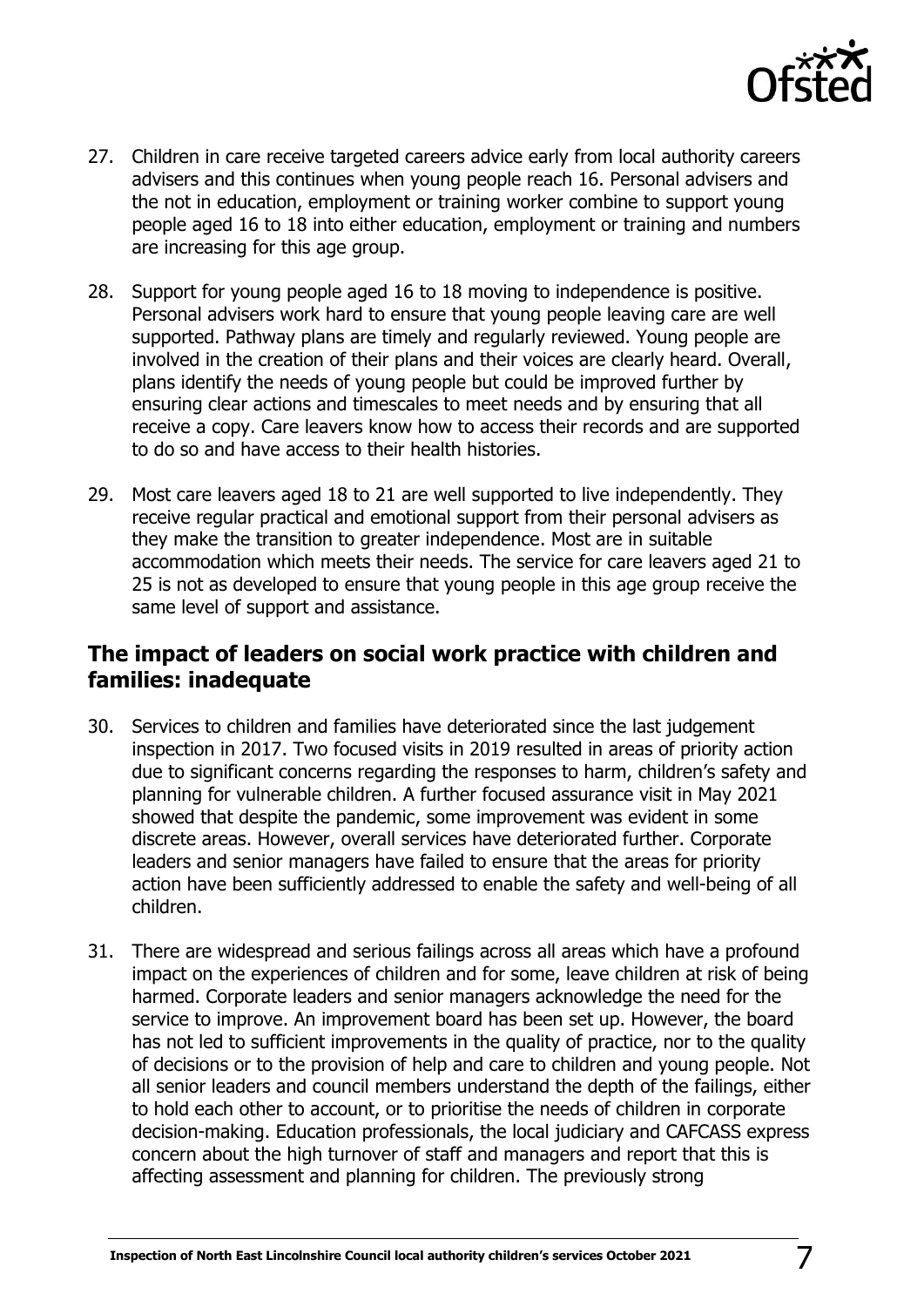27. Children in care receive targeted careers advice early from local authority careers advisers and this continues when young people reach 16. Personal advisers and the not in education, employment or training worker combine to support young people aged 16 to 18 into either education, employment or training and numbers are increasing for this age group.

28. Support for young people aged 16 to 18 moving to independence is positive. Personal advisers work hard to ensure that young people leaving care are well supported. Pathway plans are timely and regularly reviewed. Young people are involved in the creation of their plans and their voices are clearly heard. Overall, plans identify the needs of young people but could be improved further by ensuring clear actions and timescales to meet needs and by ensuring that all receive a copy. Care leavers know how to access their records and are supported to do so and have access to their health histories.

29. Most care leavers aged 18 to 21 are well supported to live independently. They receive regular practical and emotional support from their personal advisers as they make the transition to greater independence. Most are in suitable accommodation which meets their needs. The service for care leavers aged 21 to 25 is not as developed to ensure that young people in this age group receive the same level of support and assistance.

## The impact of leaders on social work practice with children and families: inadequate

30. Services to children and families have deteriorated since the last judgement inspection in 2017. Two focused visits in 2019 resulted in areas of priority action due to significant concerns regarding the responses to harm, children's safety and planning for vulnerable children. A further focused assurance visit in May 2021 showed that despite the pandemic, some improvement was evident in some discrete areas. However, overall services have deteriorated further. Corporate leaders and senior managers have failed to ensure that the areas for priority action have been sufficiently addressed to enable the safety and well-being of all children.

31. There are widespread and serious failings across all areas which have a profound impact on the experiences of children and for some, leave children at risk of being harmed. Corporate leaders and senior managers acknowledge the need for the service to improve. An improvement board has been set up. However, the board has not led to sufficient improvements in the quality of practice, nor to the quality of decisions or to the provision of help and care to children and young people. Not all senior leaders and council members understand the depth of the failings, either to hold each other to account, or to prioritise the needs of children in corporate decision-making. Education professionals, the local judiciary and CAFCASS express concern about the high turnover of staff and managers and report that this is affecting assessment and planning for children. The previously strong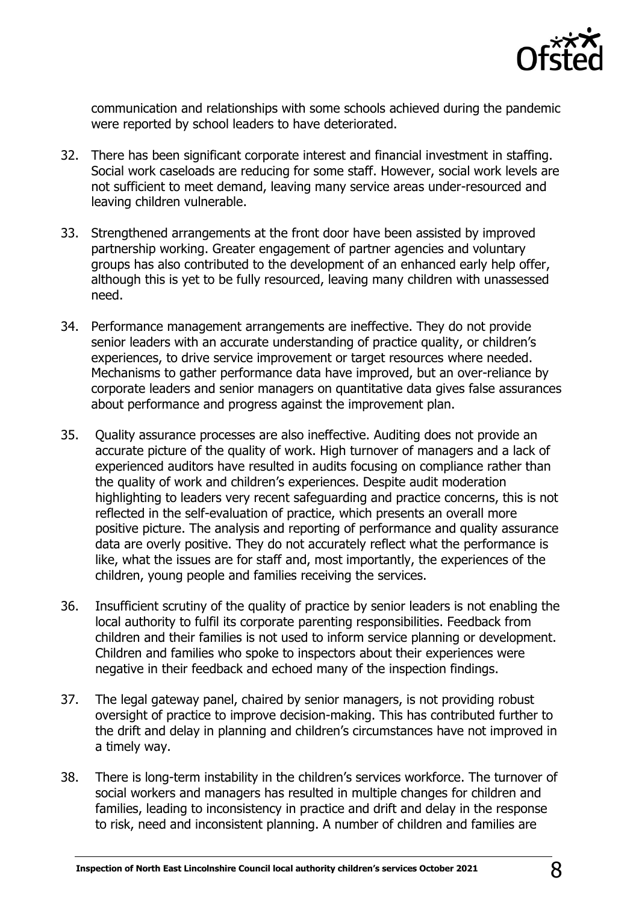communication and relationships with some schools achieved during the pandemic were reported by school leaders to have deteriorated.

32. There has been significant corporate interest and financial investment in staffing. Social work caseloads are reducing for some staff. However, social work levels are not sufficient to meet demand, leaving many service areas under-resourced and leaving children vulnerable.

33. Strengthened arrangements at the front door have been assisted by improved partnership working. Greater engagement of partner agencies and voluntary groups has also contributed to the development of an enhanced early help offer, although this is yet to be fully resourced, leaving many children with unassessed need.

34. Performance management arrangements are ineffective. They do not provide senior leaders with an accurate understanding of practice quality, or children's experiences, to drive service improvement or target resources where needed. Mechanisms to gather performance data have improved, but an over-reliance by corporate leaders and senior managers on quantitative data gives false assurances about performance and progress against the improvement plan.

35. Quality assurance processes are also ineffective. Auditing does not provide an accurate picture of the quality of work. High turnover of managers and a lack of experienced auditors have resulted in audits focusing on compliance rather than the quality of work and children's experiences. Despite audit moderation highlighting to leaders very recent safeguarding and practice concerns, this is not reflected in the self-evaluation of practice, which presents an overall more positive picture. The analysis and reporting of performance and quality assurance data are overly positive. They do not accurately reflect what the performance is like, what the issues are for staff and, most importantly, the experiences of the children, young people and families receiving the services.

36. Insufficient scrutiny of the quality of practice by senior leaders is not enabling the local authority to fulfil its corporate parenting responsibilities. Feedback from children and their families is not used to inform service planning or development. Children and families who spoke to inspectors about their experiences were negative in their feedback and echoed many of the inspection findings.

37. The legal gateway panel, chaired by senior managers, is not providing robust oversight of practice to improve decision-making. This has contributed further to the drift and delay in planning and children's circumstances have not improved in a timely way.

38. There is long-term instability in the children's services workforce. The turnover of social workers and managers has resulted in multiple changes for children and families, leading to inconsistency in practice and drift and delay in the response to risk, need and inconsistent planning. A number of children and families are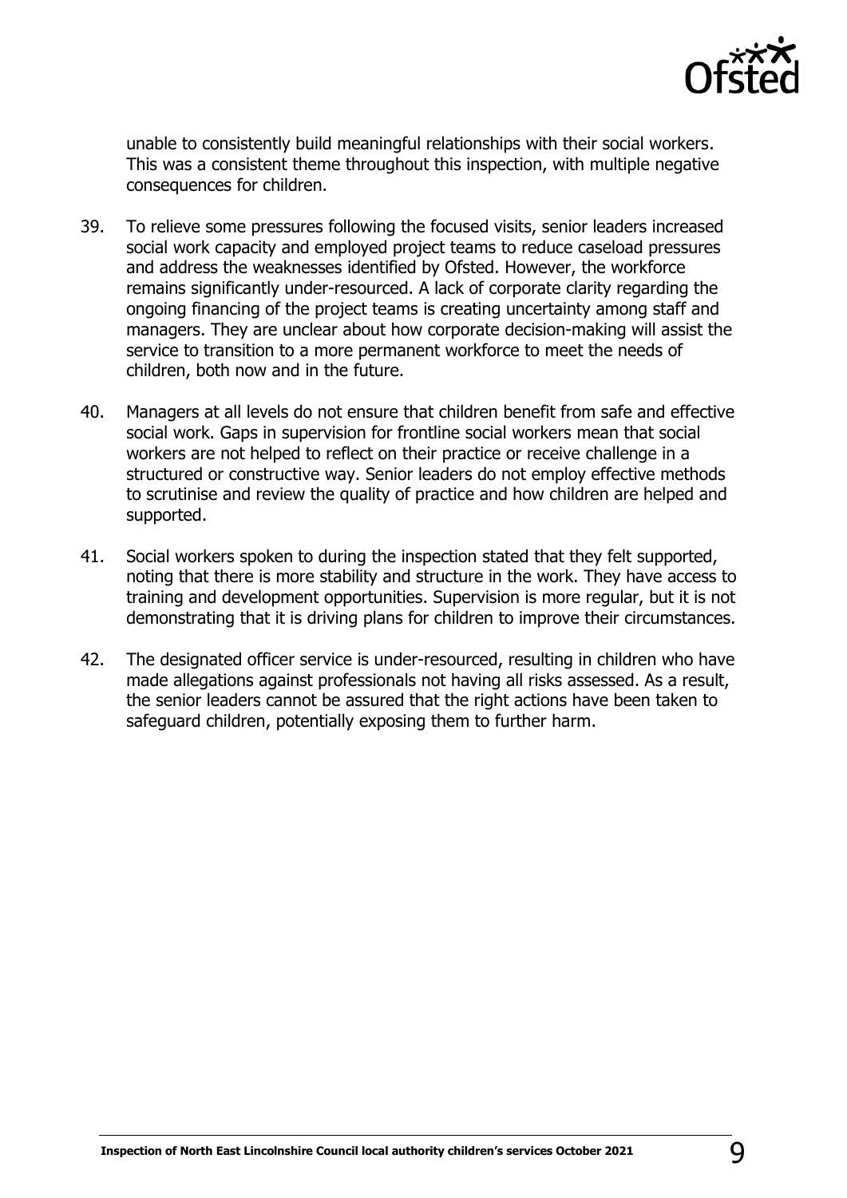unable to consistently build meaningful relationships with their social workers. This was a consistent theme throughout this inspection, with multiple negative consequences for children.

39. To relieve some pressures following the focused visits, senior leaders increased social work capacity and employed project teams to reduce caseload pressures and address the weaknesses identified by Ofsted. However, the workforce remains significantly under-resourced. A lack of corporate clarity regarding the ongoing financing of the project teams is creating uncertainty among staff and managers. They are unclear about how corporate decision-making will assist the service to transition to a more permanent workforce to meet the needs of children, both now and in the future.

40. Managers at all levels do not ensure that children benefit from safe and effective social work. Gaps in supervision for frontline social workers mean that social workers are not helped to reflect on their practice or receive challenge in a structured or constructive way. Senior leaders do not employ effective methods to scrutinise and review the quality of practice and how children are helped and supported.

41. Social workers spoken to during the inspection stated that they felt supported, noting that there is more stability and structure in the work. They have access to training and development opportunities. Supervision is more regular, but it is not demonstrating that it is driving plans for children to improve their circumstances.

42. The designated officer service is under-resourced, resulting in children who have made allegations against professionals not having all risks assessed. As a result, the senior leaders cannot be assured that the right actions have been taken to safeguard children, potentially exposing them to further harm.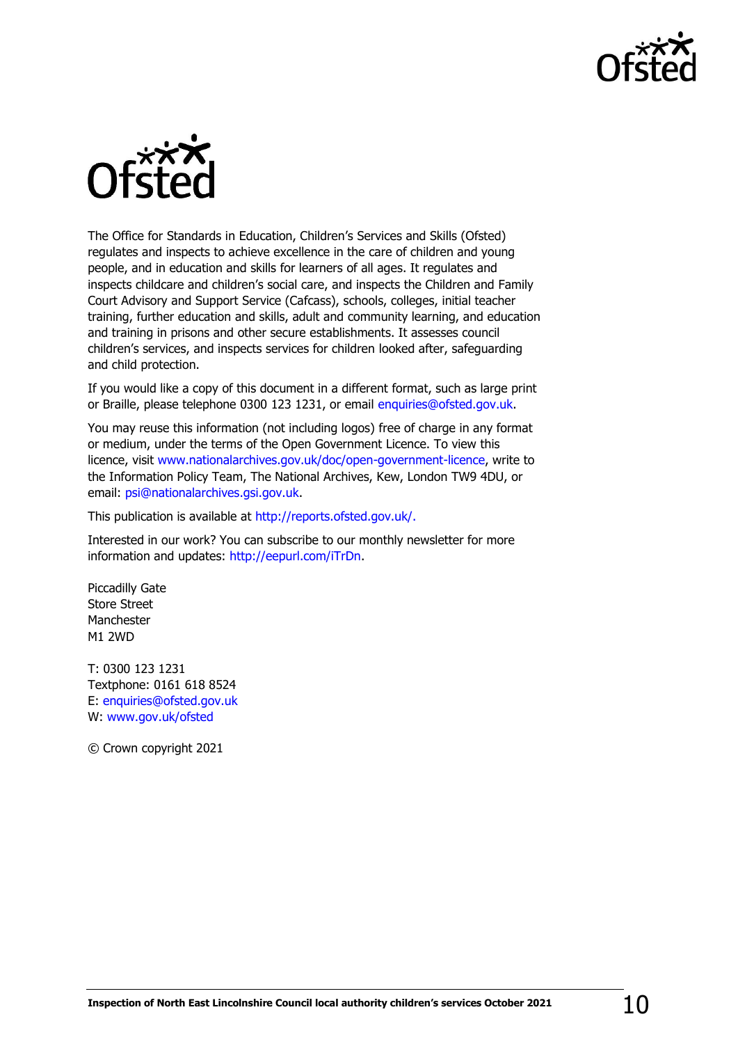The Office for Standards in Education, Children's Services and Skills (Ofsted) regulates and inspects to achieve excellence in the care of children and young people, and in education and skills for learners of all ages. It regulates and inspects childcare and children's social care, and inspects the Children and Family Court Advisory and Support Service (Cafcass), schools, colleges, initial teacher training, further education and skills, adult and community learning, and education and training in prisons and other secure establishments. It assesses council children's services, and inspects services for children looked after, safeguarding and child protection.

If you would like a copy of this document in a different format, such as large print or Braille, please telephone 0300 123 1231, or email enquiries@ofsted.gov.uk.

You may reuse this information (not including logos) free of charge in any format or medium, under the terms of the Open Government Licence. To view this licence, visit www.nationalarchives.gov.uk/doc/open-government-licence, write to the Information Policy Team, The National Archives, Kew, London TW9 4DU, or email: psi@nationalarchives.gsi.gov.uk.

This publication is available at http://reports.ofsted.gov.uk/.

Interested in our work? You can subscribe to our monthly newsletter for more information and updates: http://eepurl.com/iTrDn.

Piccadilly Gate
Store Street
Manchester
M1 2WD

T: 0300 123 1231
Textphone: 0161 618 8524
E: enquiries@ofsted.gov.uk
W: www.gov.uk/ofsted

© Crown copyright 2021